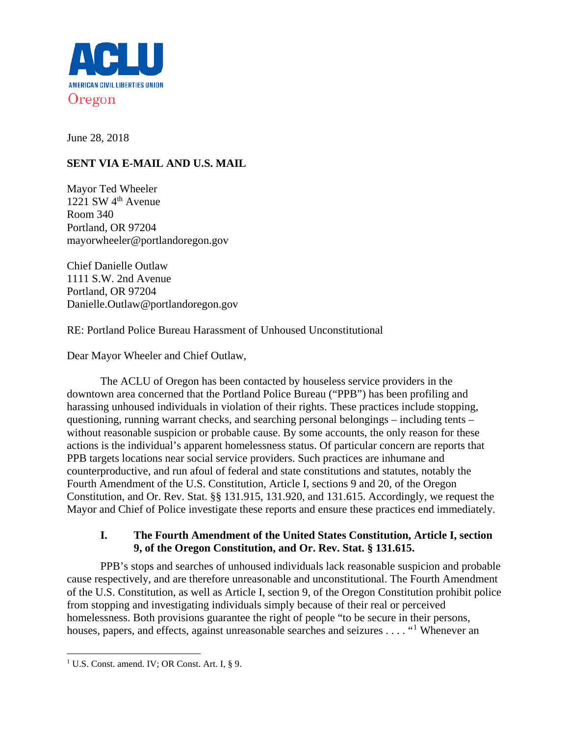ACLU
AMERICAN CIVIL LIBERTIES UNION
Oregon

June 28, 2018

**SENT VIA E-MAIL AND U.S. MAIL**

Mayor Ted Wheeler
1221 SW 4th Avenue
Room 340
Portland, OR 97204
mayorwheeler@portlandoregon.gov

Chief Danielle Outlaw
1111 S.W. 2nd Avenue
Portland, OR 97204
Danielle.Outlaw@portlandoregon.gov

RE: Portland Police Bureau Harassment of Unhoused Unconstitutional

Dear Mayor Wheeler and Chief Outlaw,

The ACLU of Oregon has been contacted by houseless service providers in the downtown area concerned that the Portland Police Bureau ("PPB") has been profiling and harassing unhoused individuals in violation of their rights. These practices include stopping, questioning, running warrant checks, and searching personal belongings – including tents – without reasonable suspicion or probable cause. By some accounts, the only reason for these actions is the individual's apparent homelessness status. Of particular concern are reports that PPB targets locations near social service providers. Such practices are inhumane and counterproductive, and run afoul of federal and state constitutions and statutes, notably the Fourth Amendment of the U.S. Constitution, Article I, sections 9 and 20, of the Oregon Constitution, and Or. Rev. Stat. §§ 131.915, 131.920, and 131.615. Accordingly, we request the Mayor and Chief of Police investigate these reports and ensure these practices end immediately.

## I. The Fourth Amendment of the United States Constitution, Article I, section 9, of the Oregon Constitution, and Or. Rev. Stat. § 131.615.

PPB's stops and searches of unhoused individuals lack reasonable suspicion and probable cause respectively, and are therefore unreasonable and unconstitutional. The Fourth Amendment of the U.S. Constitution, as well as Article I, section 9, of the Oregon Constitution prohibit police from stopping and investigating individuals simply because of their real or perceived homelessness. Both provisions guarantee the right of people "to be secure in their persons, houses, papers, and effects, against unreasonable searches and seizures . . . . "[1] Whenever an

---

[1] U.S. Const. amend. IV; OR Const. Art. I, § 9.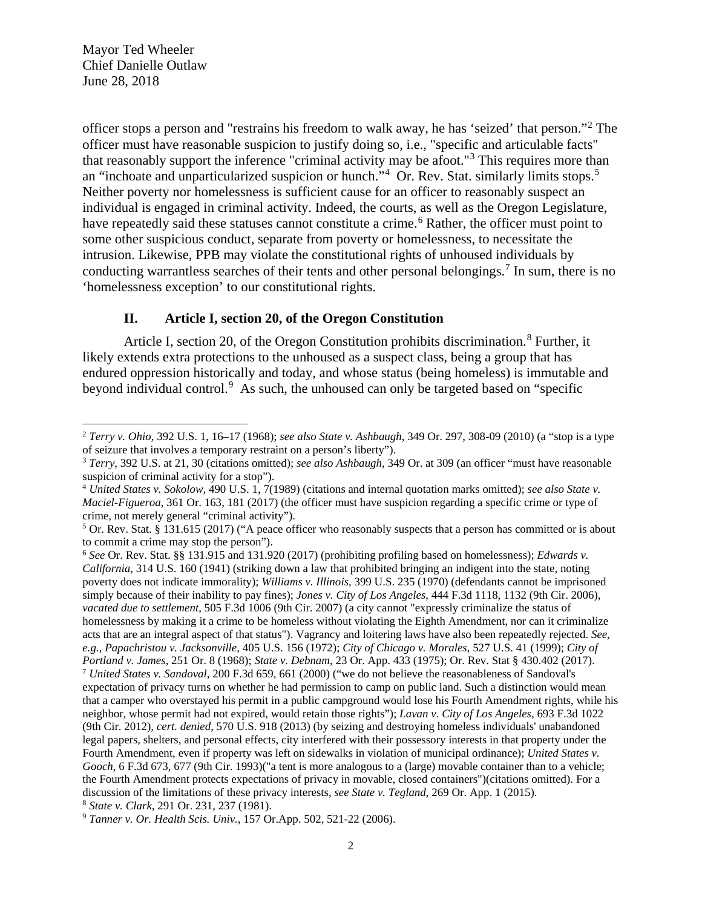officer stops a person and "restrains his freedom to walk away, he has 'seized' that person."[2] The officer must have reasonable suspicion to justify doing so, i.e., "specific and articulable facts" that reasonably support the inference "criminal activity may be afoot."[3] This requires more than an "inchoate and unparticularized suspicion or hunch."[4] Or. Rev. Stat. similarly limits stops.[5] Neither poverty nor homelessness is sufficient cause for an officer to reasonably suspect an individual is engaged in criminal activity. Indeed, the courts, as well as the Oregon Legislature, have repeatedly said these statuses cannot constitute a crime.[6] Rather, the officer must point to some other suspicious conduct, separate from poverty or homelessness, to necessitate the intrusion. Likewise, PPB may violate the constitutional rights of unhoused individuals by conducting warrantless searches of their tents and other personal belongings.[7] In sum, there is no 'homelessness exception' to our constitutional rights.

## II. Article I, section 20, of the Oregon Constitution

Article I, section 20, of the Oregon Constitution prohibits discrimination.[8] Further, it likely extends extra protections to the unhoused as a suspect class, being a group that has endured oppression historically and today, and whose status (being homeless) is immutable and beyond individual control.[9] As such, the unhoused can only be targeted based on "specific

---

[2] *Terry v. Ohio*, 392 U.S. 1, 16–17 (1968); *see also State v. Ashbaugh*, 349 Or. 297, 308-09 (2010) (a "stop is a type of seizure that involves a temporary restraint on a person's liberty").

[3] *Terry*, 392 U.S. at 21, 30 (citations omitted); *see also Ashbaugh*, 349 Or. at 309 (an officer "must have reasonable suspicion of criminal activity for a stop").

[4] *United States v. Sokolow*, 490 U.S. 1, 7(1989) (citations and internal quotation marks omitted); *see also State v. Maciel-Figueroa*, 361 Or. 163, 181 (2017) (the officer must have suspicion regarding a specific crime or type of crime, not merely general "criminal activity").

[5] Or. Rev. Stat. § 131.615 (2017) ("A peace officer who reasonably suspects that a person has committed or is about to commit a crime may stop the person").

[6] *See* Or. Rev. Stat. §§ 131.915 and 131.920 (2017) (prohibiting profiling based on homelessness); *Edwards v. California*, 314 U.S. 160 (1941) (striking down a law that prohibited bringing an indigent into the state, noting poverty does not indicate immorality); *Williams v. Illinois*, 399 U.S. 235 (1970) (defendants cannot be imprisoned simply because of their inability to pay fines); *Jones v. City of Los Angeles*, 444 F.3d 1118, 1132 (9th Cir. 2006), *vacated due to settlement*, 505 F.3d 1006 (9th Cir. 2007) (a city cannot "expressly criminalize the status of homelessness by making it a crime to be homeless without violating the Eighth Amendment, nor can it criminalize acts that are an integral aspect of that status"). Vagrancy and loitering laws have also been repeatedly rejected. *See, e.g., Papachristou v. Jacksonville*, 405 U.S. 156 (1972); *City of Chicago v. Morales*, 527 U.S. 41 (1999); *City of Portland v. James*, 251 Or. 8 (1968); *State v. Debnam*, 23 Or. App. 433 (1975); Or. Rev. Stat § 430.402 (2017).

[7] *United States v. Sandoval*, 200 F.3d 659, 661 (2000) ("we do not believe the reasonableness of Sandoval's expectation of privacy turns on whether he had permission to camp on public land. Such a distinction would mean that a camper who overstayed his permit in a public campground would lose his Fourth Amendment rights, while his neighbor, whose permit had not expired, would retain those rights"); *Lavan v. City of Los Angeles*, 693 F.3d 1022 (9th Cir. 2012), *cert. denied*, 570 U.S. 918 (2013) (by seizing and destroying homeless individuals' unabandoned legal papers, shelters, and personal effects, city interfered with their possessory interests in that property under the Fourth Amendment, even if property was left on sidewalks in violation of municipal ordinance); *United States v. Gooch*, 6 F.3d 673, 677 (9th Cir. 1993)("a tent is more analogous to a (large) movable container than to a vehicle; the Fourth Amendment protects expectations of privacy in movable, closed containers")(citations omitted). For a discussion of the limitations of these privacy interests, *see State v. Tegland*, 269 Or. App. 1 (2015).

[8] *State v. Clark*, 291 Or. 231, 237 (1981).

[9] *Tanner v. Or. Health Scis. Univ.*, 157 Or.App. 502, 521-22 (2006).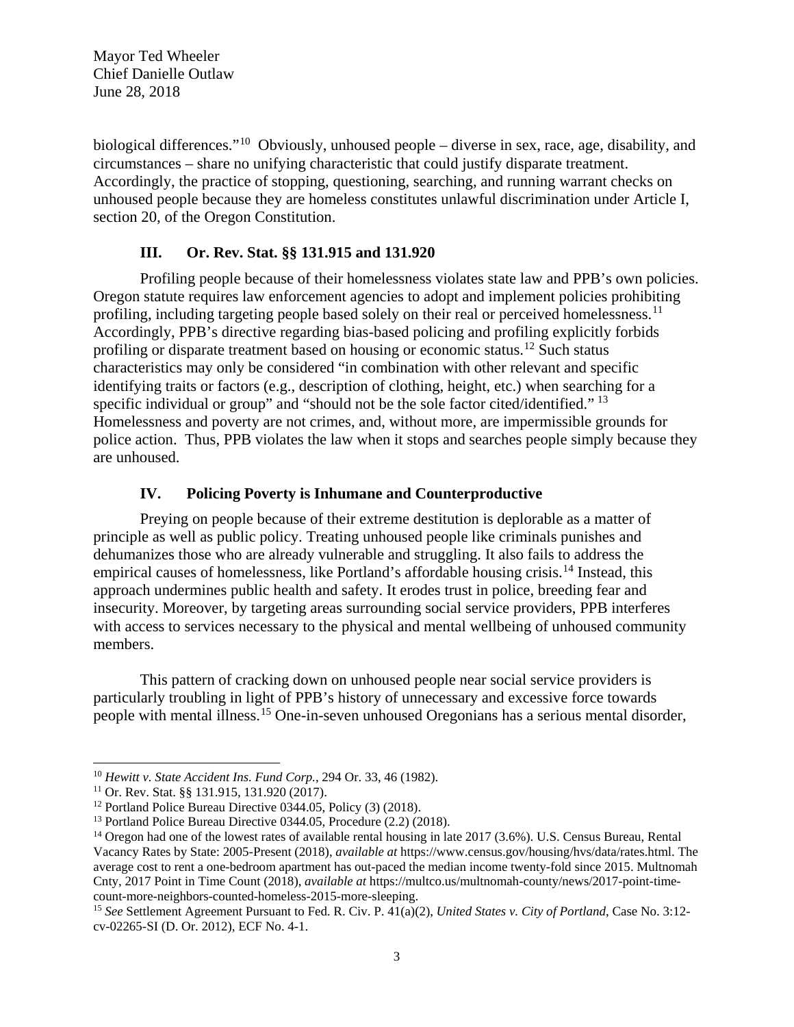biological differences."[10] Obviously, unhoused people – diverse in sex, race, age, disability, and circumstances – share no unifying characteristic that could justify disparate treatment. Accordingly, the practice of stopping, questioning, searching, and running warrant checks on unhoused people because they are homeless constitutes unlawful discrimination under Article I, section 20, of the Oregon Constitution.

### III. Or. Rev. Stat. §§ 131.915 and 131.920

Profiling people because of their homelessness violates state law and PPB's own policies. Oregon statute requires law enforcement agencies to adopt and implement policies prohibiting profiling, including targeting people based solely on their real or perceived homelessness.[11] Accordingly, PPB's directive regarding bias-based policing and profiling explicitly forbids profiling or disparate treatment based on housing or economic status.[12] Such status characteristics may only be considered "in combination with other relevant and specific identifying traits or factors (e.g., description of clothing, height, etc.) when searching for a specific individual or group" and "should not be the sole factor cited/identified." [13] Homelessness and poverty are not crimes, and, without more, are impermissible grounds for police action. Thus, PPB violates the law when it stops and searches people simply because they are unhoused.

### IV. Policing Poverty is Inhumane and Counterproductive

Preying on people because of their extreme destitution is deplorable as a matter of principle as well as public policy. Treating unhoused people like criminals punishes and dehumanizes those who are already vulnerable and struggling. It also fails to address the empirical causes of homelessness, like Portland's affordable housing crisis.[14] Instead, this approach undermines public health and safety. It erodes trust in police, breeding fear and insecurity. Moreover, by targeting areas surrounding social service providers, PPB interferes with access to services necessary to the physical and mental wellbeing of unhoused community members.

This pattern of cracking down on unhoused people near social service providers is particularly troubling in light of PPB's history of unnecessary and excessive force towards people with mental illness.[15] One-in-seven unhoused Oregonians has a serious mental disorder,

---

[10] *Hewitt v. State Accident Ins. Fund Corp.*, 294 Or. 33, 46 (1982).

[11] Or. Rev. Stat. §§ 131.915, 131.920 (2017).

[12] Portland Police Bureau Directive 0344.05, Policy (3) (2018).

[13] Portland Police Bureau Directive 0344.05, Procedure (2.2) (2018).

[14] Oregon had one of the lowest rates of available rental housing in late 2017 (3.6%). U.S. Census Bureau, Rental Vacancy Rates by State: 2005-Present (2018), *available at* https://www.census.gov/housing/hvs/data/rates.html. The average cost to rent a one-bedroom apartment has out-paced the median income twenty-fold since 2015. Multnomah Cnty, 2017 Point in Time Count (2018), *available at* https://multco.us/multnomah-county/news/2017-point-time-count-more-neighbors-counted-homeless-2015-more-sleeping.

[15] *See* Settlement Agreement Pursuant to Fed. R. Civ. P. 41(a)(2), *United States v. City of Portland*, Case No. 3:12-cv-02265-SI (D. Or. 2012), ECF No. 4-1.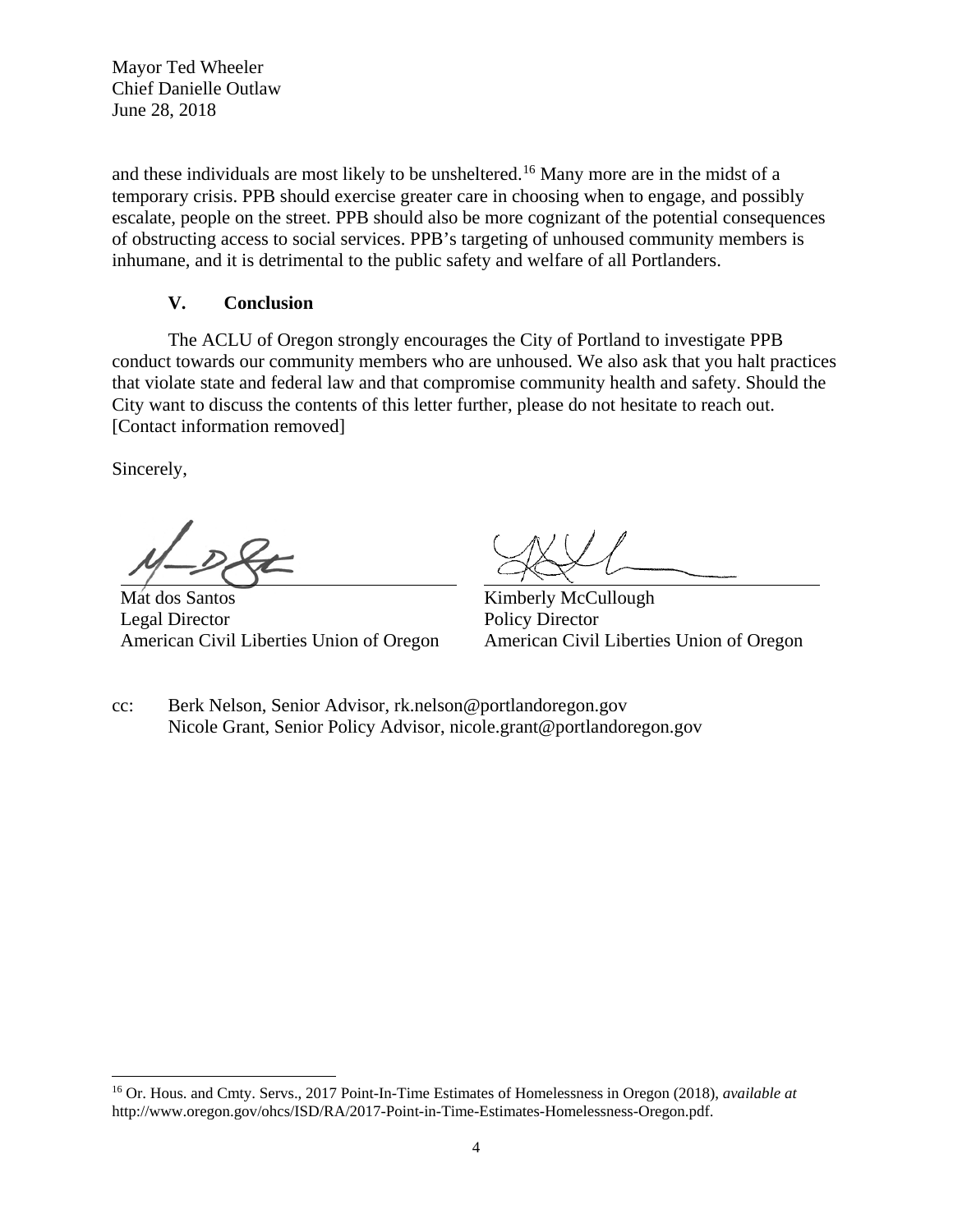and these individuals are most likely to be unsheltered.[16] Many more are in the midst of a temporary crisis. PPB should exercise greater care in choosing when to engage, and possibly escalate, people on the street. PPB should also be more cognizant of the potential consequences of obstructing access to social services. PPB's targeting of unhoused community members is inhumane, and it is detrimental to the public safety and welfare of all Portlanders.

## V. Conclusion

The ACLU of Oregon strongly encourages the City of Portland to investigate PPB conduct towards our community members who are unhoused. We also ask that you halt practices that violate state and federal law and that compromise community health and safety. Should the City want to discuss the contents of this letter further, please do not hesitate to reach out. [Contact information removed]

Sincerely,

Mat dos Santos
Legal Director
American Civil Liberties Union of Oregon

Kimberly McCullough
Policy Director
American Civil Liberties Union of Oregon

cc: Berk Nelson, Senior Advisor, rk.nelson@portlandoregon.gov
Nicole Grant, Senior Policy Advisor, nicole.grant@portlandoregon.gov

[16] Or. Hous. and Cmty. Servs., 2017 Point-In-Time Estimates of Homelessness in Oregon (2018), *available at* http://www.oregon.gov/ohcs/ISD/RA/2017-Point-in-Time-Estimates-Homelessness-Oregon.pdf.